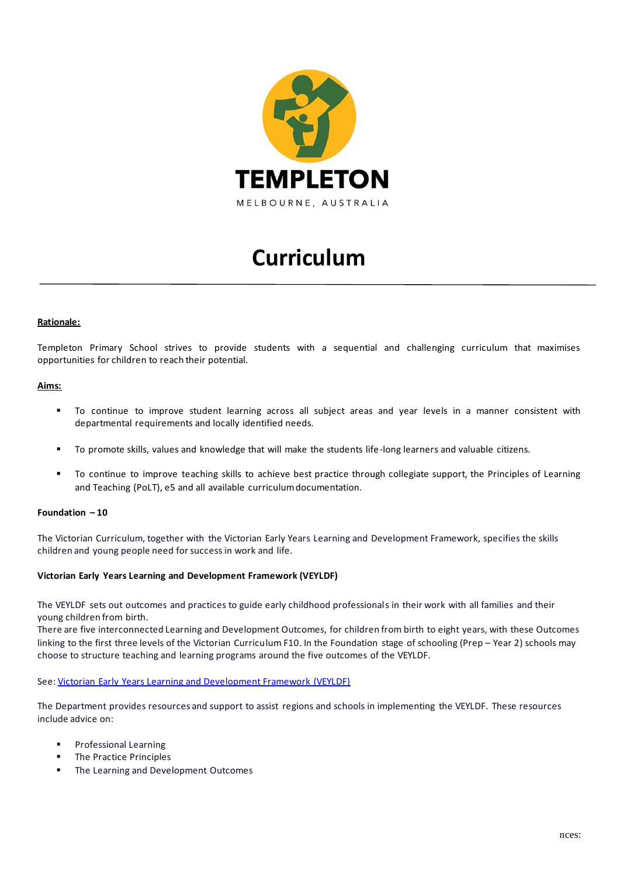TEMPLETON

MELBOURNE, AUSTRALIA

# Curriculum

---

**Rationale:**

Templeton Primary School strives to provide students with a sequential and challenging curriculum that maximises opportunities for children to reach their potential.

**Aims:**

- To continue to improve student learning across all subject areas and year levels in a manner consistent with departmental requirements and locally identified needs.
- To promote skills, values and knowledge that will make the students life-long learners and valuable citizens.
- To continue to improve teaching skills to achieve best practice through collegiate support, the Principles of Learning and Teaching (PoLT), e5 and all available curriculum documentation.

**Foundation – 10**

The Victorian Curriculum, together with the Victorian Early Years Learning and Development Framework, specifies the skills children and young people need for success in work and life.

**Victorian Early Years Learning and Development Framework (VEYLDF)**

The VEYLDF sets out outcomes and practices to guide early childhood professionals in their work with all families and their young children from birth.
There are five interconnected Learning and Development Outcomes, for children from birth to eight years, with these Outcomes linking to the first three levels of the Victorian Curriculum F10. In the Foundation stage of schooling (Prep – Year 2) schools may choose to structure teaching and learning programs around the five outcomes of the VEYLDF.

See: Victorian Early Years Learning and Development Framework (VEYLDF)

The Department provides resources and support to assist regions and schools in implementing the VEYLDF. These resources include advice on:

- Professional Learning
- The Practice Principles
- The Learning and Development Outcomes

nces: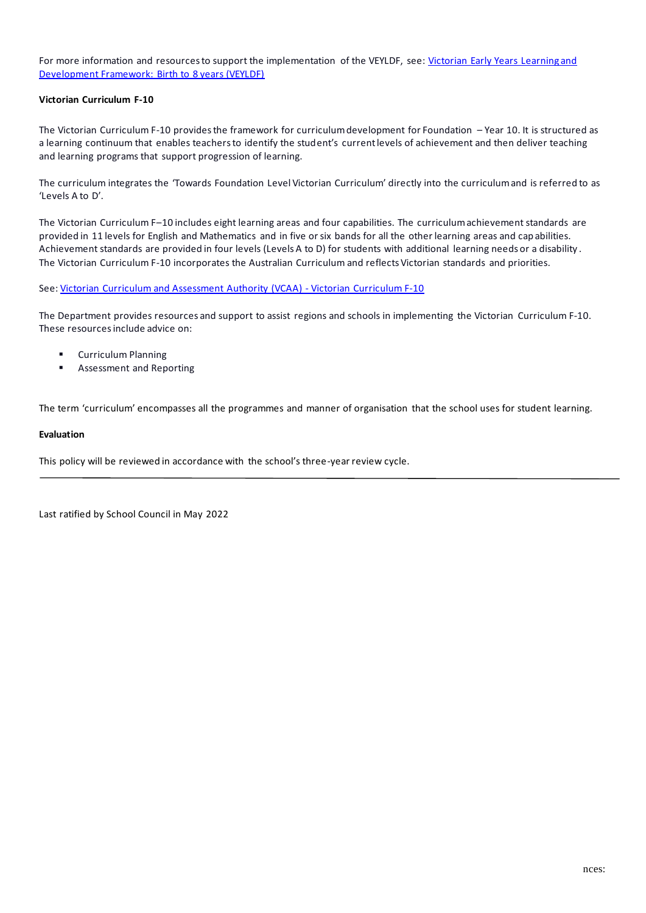For more information and resources to support the implementation of the VEYLDF, see: [Victorian Early Years Learning and Development Framework: Birth to 8 years (VEYLDF)]()

**Victorian Curriculum F-10**

The Victorian Curriculum F-10 provides the framework for curriculum development for Foundation – Year 10. It is structured as a learning continuum that enables teachers to identify the student's current levels of achievement and then deliver teaching and learning programs that support progression of learning.

The curriculum integrates the 'Towards Foundation Level Victorian Curriculum' directly into the curriculum and is referred to as 'Levels A to D'.

The Victorian Curriculum F–10 includes eight learning areas and four capabilities. The curriculum achievement standards are provided in 11 levels for English and Mathematics and in five or six bands for all the other learning areas and capabilities. Achievement standards are provided in four levels (Levels A to D) for students with additional learning needs or a disability. The Victorian Curriculum F-10 incorporates the Australian Curriculum and reflects Victorian standards and priorities.

See: [Victorian Curriculum and Assessment Authority (VCAA) - Victorian Curriculum F-10]()

The Department provides resources and support to assist regions and schools in implementing the Victorian Curriculum F-10. These resources include advice on:

- Curriculum Planning
- Assessment and Reporting

The term 'curriculum' encompasses all the programmes and manner of organisation that the school uses for student learning.

**Evaluation**

This policy will be reviewed in accordance with the school's three-year review cycle.

---

Last ratified by School Council in May 2022

nces: